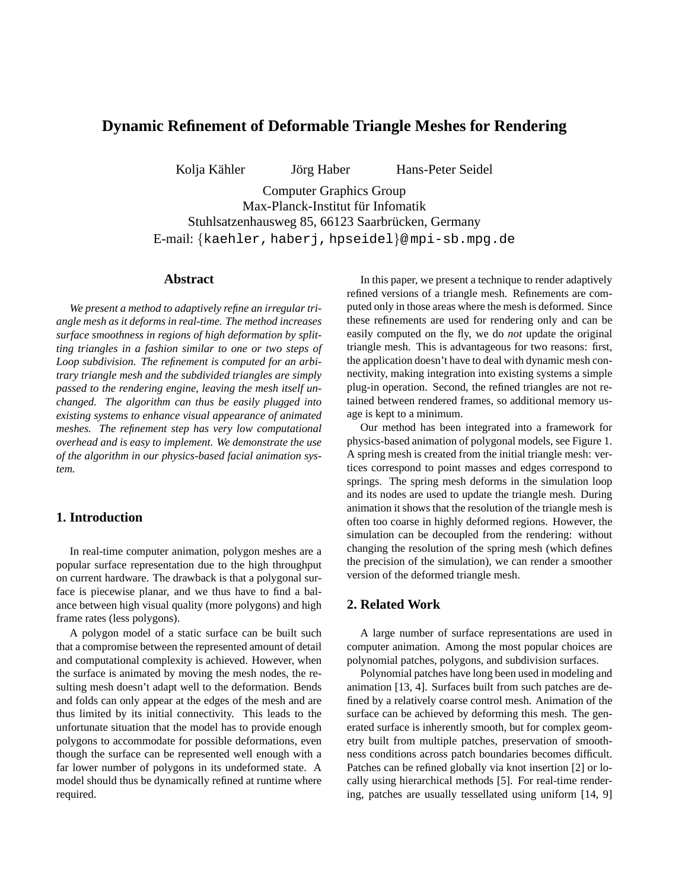# Dynamic Refinement of Deformable Triangle Meshes for Rendering

Kolja Kähler    Jörg Haber    Hans-Peter Seidel

Computer Graphics Group
Max-Planck-Institut für Infomatik
Stuhlsatzenhausweg 85, 66123 Saarbrücken, Germany
E-mail: {kaehler, haberj, hpseidel}@mpi-sb.mpg.de

## Abstract

*We present a method to adaptively refine an irregular triangle mesh as it deforms in real-time. The method increases surface smoothness in regions of high deformation by splitting triangles in a fashion similar to one or two steps of Loop subdivision. The refinement is computed for an arbitrary triangle mesh and the subdivided triangles are simply passed to the rendering engine, leaving the mesh itself unchanged. The algorithm can thus be easily plugged into existing systems to enhance visual appearance of animated meshes. The refinement step has very low computational overhead and is easy to implement. We demonstrate the use of the algorithm in our physics-based facial animation system.*

## 1. Introduction

In real-time computer animation, polygon meshes are a popular surface representation due to the high throughput on current hardware. The drawback is that a polygonal surface is piecewise planar, and we thus have to find a balance between high visual quality (more polygons) and high frame rates (less polygons).

A polygon model of a static surface can be built such that a compromise between the represented amount of detail and computational complexity is achieved. However, when the surface is animated by moving the mesh nodes, the resulting mesh doesn't adapt well to the deformation. Bends and folds can only appear at the edges of the mesh and are thus limited by its initial connectivity. This leads to the unfortunate situation that the model has to provide enough polygons to accommodate for possible deformations, even though the surface can be represented well enough with a far lower number of polygons in its undeformed state. A model should thus be dynamically refined at runtime where required.

In this paper, we present a technique to render adaptively refined versions of a triangle mesh. Refinements are computed only in those areas where the mesh is deformed. Since these refinements are used for rendering only and can be easily computed on the fly, we do *not* update the original triangle mesh. This is advantageous for two reasons: first, the application doesn't have to deal with dynamic mesh connectivity, making integration into existing systems a simple plug-in operation. Second, the refined triangles are not retained between rendered frames, so additional memory usage is kept to a minimum.

Our method has been integrated into a framework for physics-based animation of polygonal models, see Figure 1. A spring mesh is created from the initial triangle mesh: vertices correspond to point masses and edges correspond to springs. The spring mesh deforms in the simulation loop and its nodes are used to update the triangle mesh. During animation it shows that the resolution of the triangle mesh is often too coarse in highly deformed regions. However, the simulation can be decoupled from the rendering: without changing the resolution of the spring mesh (which defines the precision of the simulation), we can render a smoother version of the deformed triangle mesh.

## 2. Related Work

A large number of surface representations are used in computer animation. Among the most popular choices are polynomial patches, polygons, and subdivision surfaces.

Polynomial patches have long been used in modeling and animation [13, 4]. Surfaces built from such patches are defined by a relatively coarse control mesh. Animation of the surface can be achieved by deforming this mesh. The generated surface is inherently smooth, but for complex geometry built from multiple patches, preservation of smoothness conditions across patch boundaries becomes difficult. Patches can be refined globally via knot insertion [2] or locally using hierarchical methods [5]. For real-time rendering, patches are usually tessellated using uniform [14, 9]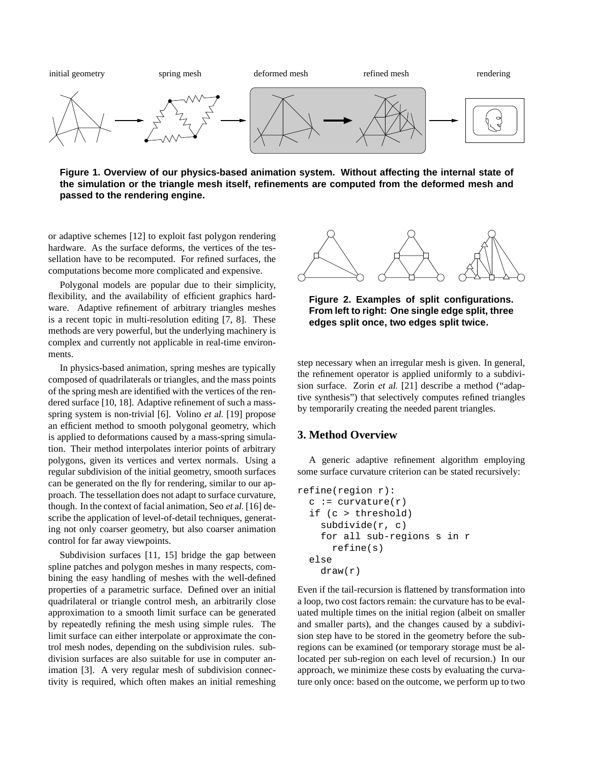initial geometry spring mesh deformed mesh refined mesh rendering

**Figure 1. Overview of our physics-based animation system. Without affecting the internal state of the simulation or the triangle mesh itself, refinements are computed from the deformed mesh and passed to the rendering engine.**

or adaptive schemes [12] to exploit fast polygon rendering hardware. As the surface deforms, the vertices of the tessellation have to be recomputed. For refined surfaces, the computations become more complicated and expensive.

Polygonal models are popular due to their simplicity, flexibility, and the availability of efficient graphics hardware. Adaptive refinement of arbitrary triangles meshes is a recent topic in multi-resolution editing [7, 8]. These methods are very powerful, but the underlying machinery is complex and currently not applicable in real-time environments.

In physics-based animation, spring meshes are typically composed of quadrilaterals or triangles, and the mass points of the spring mesh are identified with the vertices of the rendered surface [10, 18]. Adaptive refinement of such a mass-spring system is non-trivial [6]. Volino *et al.* [19] propose an efficient method to smooth polygonal geometry, which is applied to deformations caused by a mass-spring simulation. Their method interpolates interior points of arbitrary polygons, given its vertices and vertex normals. Using a regular subdivision of the initial geometry, smooth surfaces can be generated on the fly for rendering, similar to our approach. The tessellation does not adapt to surface curvature, though. In the context of facial animation, Seo *et al.* [16] describe the application of level-of-detail techniques, generating not only coarser geometry, but also coarser animation control for far away viewpoints.

Subdivision surfaces [11, 15] bridge the gap between spline patches and polygon meshes in many respects, combining the easy handling of meshes with the well-defined properties of a parametric surface. Defined over an initial quadrilateral or triangle control mesh, an arbitrarily close approximation to a smooth limit surface can be generated by repeatedly refining the mesh using simple rules. The limit surface can either interpolate or approximate the control mesh nodes, depending on the subdivision rules. subdivision surfaces are also suitable for use in computer animation [3]. A very regular mesh of subdivision connectivity is required, which often makes an initial remeshing

**Figure 2. Examples of split configurations. From left to right: One single edge split, three edges split once, two edges split twice.**

step necessary when an irregular mesh is given. In general, the refinement operator is applied uniformly to a subdivision surface. Zorin *et al.* [21] describe a method ("adaptive synthesis") that selectively computes refined triangles by temporarily creating the needed parent triangles.

## 3. Method Overview

A generic adaptive refinement algorithm employing some surface curvature criterion can be stated recursively:

```
refine(region r):
  c := curvature(r)
  if (c > threshold)
    subdivide(r, c)
    for all sub-regions s in r
      refine(s)
  else
    draw(r)
```

Even if the tail-recursion is flattened by transformation into a loop, two cost factors remain: the curvature has to be evaluated multiple times on the initial region (albeit on smaller and smaller parts), and the changes caused by a subdivision step have to be stored in the geometry before the sub-regions can be examined (or temporary storage must be allocated per sub-region on each level of recursion.) In our approach, we minimize these costs by evaluating the curvature only once: based on the outcome, we perform up to two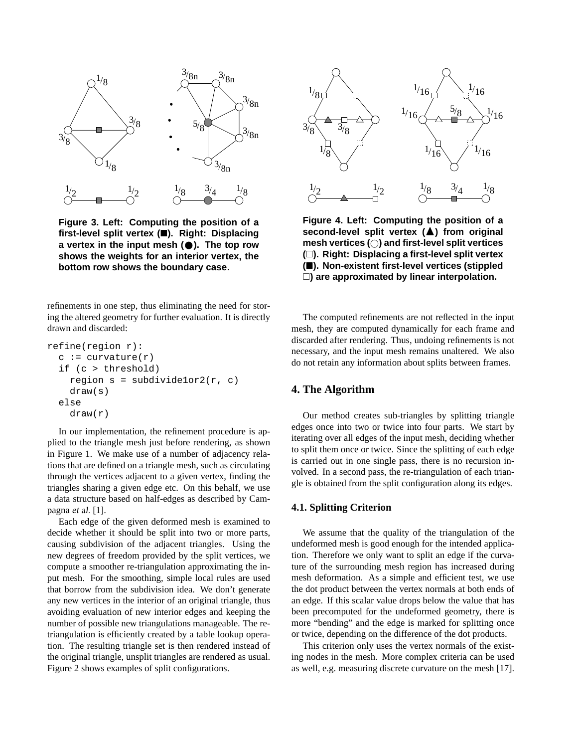Figure 3. Left: Computing the position of a first-level split vertex (■). Right: Displacing a vertex in the input mesh (●). The top row shows the weights for an interior vertex, the bottom row shows the boundary case.

Figure 4. Left: Computing the position of a second-level split vertex (▲) from original mesh vertices (○) and first-level split vertices (□). Right: Displacing a first-level split vertex (■). Non-existent first-level vertices (stippled □) are approximated by linear interpolation.

refinements in one step, thus eliminating the need for storing the altered geometry for further evaluation. It is directly drawn and discarded:

```
refine(region r):
  c := curvature(r)
  if (c > threshold)
    region s = subdivide1or2(r, c)
    draw(s)
  else
    draw(r)
```

In our implementation, the refinement procedure is applied to the triangle mesh just before rendering, as shown in Figure 1. We make use of a number of adjacency relations that are defined on a triangle mesh, such as circulating through the vertices adjacent to a given vertex, finding the triangles sharing a given edge etc. On this behalf, we use a data structure based on half-edges as described by Campagna *et al.* [1].

Each edge of the given deformed mesh is examined to decide whether it should be split into two or more parts, causing subdivision of the adjacent triangles. Using the new degrees of freedom provided by the split vertices, we compute a smoother re-triangulation approximating the input mesh. For the smoothing, simple local rules are used that borrow from the subdivision idea. We don't generate any new vertices in the interior of an original triangle, thus avoiding evaluation of new interior edges and keeping the number of possible new triangulations manageable. The re-triangulation is efficiently created by a table lookup operation. The resulting triangle set is then rendered instead of the original triangle, unsplit triangles are rendered as usual. Figure 2 shows examples of split configurations.

The computed refinements are not reflected in the input mesh, they are computed dynamically for each frame and discarded after rendering. Thus, undoing refinements is not necessary, and the input mesh remains unaltered. We also do not retain any information about splits between frames.

## 4. The Algorithm

Our method creates sub-triangles by splitting triangle edges once into two or twice into four parts. We start by iterating over all edges of the input mesh, deciding whether to split them once or twice. Since the splitting of each edge is carried out in one single pass, there is no recursion involved. In a second pass, the re-triangulation of each triangle is obtained from the split configuration along its edges.

### 4.1. Splitting Criterion

We assume that the quality of the triangulation of the undeformed mesh is good enough for the intended application. Therefore we only want to split an edge if the curvature of the surrounding mesh region has increased during mesh deformation. As a simple and efficient test, we use the dot product between the vertex normals at both ends of an edge. If this scalar value drops below the value that has been precomputed for the undeformed geometry, there is more "bending" and the edge is marked for splitting once or twice, depending on the difference of the dot products.

This criterion only uses the vertex normals of the existing nodes in the mesh. More complex criteria can be used as well, e.g. measuring discrete curvature on the mesh [17].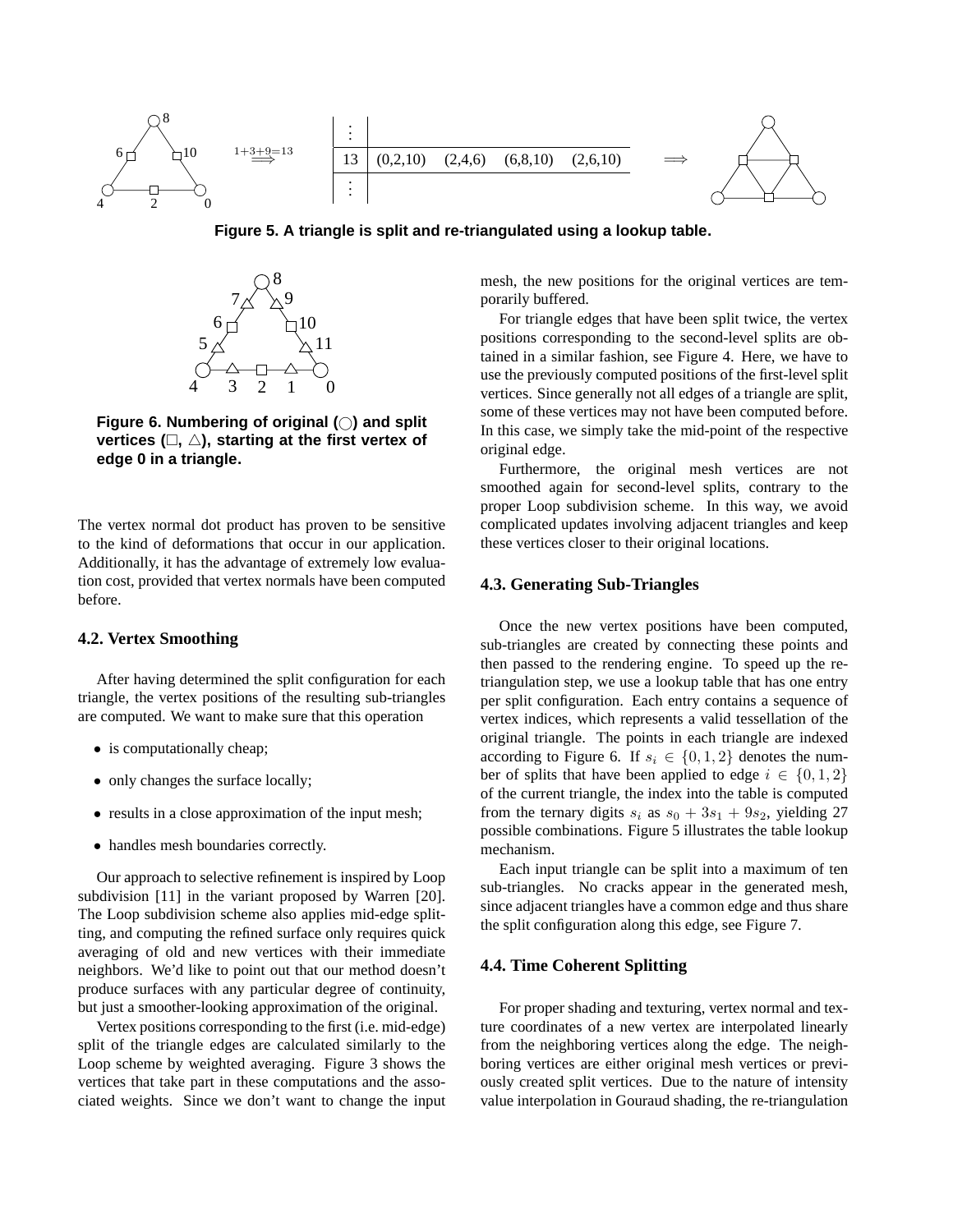Figure 5. A triangle is split and re-triangulated using a lookup table.

Figure 6. Numbering of original (○) and split vertices (□, △), starting at the first vertex of edge 0 in a triangle.

The vertex normal dot product has proven to be sensitive to the kind of deformations that occur in our application. Additionally, it has the advantage of extremely low evaluation cost, provided that vertex normals have been computed before.

### 4.2. Vertex Smoothing

After having determined the split configuration for each triangle, the vertex positions of the resulting sub-triangles are computed. We want to make sure that this operation

- is computationally cheap;
- only changes the surface locally;
- results in a close approximation of the input mesh;
- handles mesh boundaries correctly.

Our approach to selective refinement is inspired by Loop subdivision [11] in the variant proposed by Warren [20]. The Loop subdivision scheme also applies mid-edge splitting, and computing the refined surface only requires quick averaging of old and new vertices with their immediate neighbors. We'd like to point out that our method doesn't produce surfaces with any particular degree of continuity, but just a smoother-looking approximation of the original.

Vertex positions corresponding to the first (i.e. mid-edge) split of the triangle edges are calculated similarly to the Loop scheme by weighted averaging. Figure 3 shows the vertices that take part in these computations and the associated weights. Since we don't want to change the input mesh, the new positions for the original vertices are temporarily buffered.

For triangle edges that have been split twice, the vertex positions corresponding to the second-level splits are obtained in a similar fashion, see Figure 4. Here, we have to use the previously computed positions of the first-level split vertices. Since generally not all edges of a triangle are split, some of these vertices may not have been computed before. In this case, we simply take the mid-point of the respective original edge.

Furthermore, the original mesh vertices are not smoothed again for second-level splits, contrary to the proper Loop subdivision scheme. In this way, we avoid complicated updates involving adjacent triangles and keep these vertices closer to their original locations.

### 4.3. Generating Sub-Triangles

Once the new vertex positions have been computed, sub-triangles are created by connecting these points and then passed to the rendering engine. To speed up the re-triangulation step, we use a lookup table that has one entry per split configuration. Each entry contains a sequence of vertex indices, which represents a valid tessellation of the original triangle. The points in each triangle are indexed according to Figure 6. If $s_i \in \{0, 1, 2\}$ denotes the number of splits that have been applied to edge $i \in \{0, 1, 2\}$ of the current triangle, the index into the table is computed from the ternary digits $s_i$ as $s_0 + 3s_1 + 9s_2$, yielding 27 possible combinations. Figure 5 illustrates the table lookup mechanism.

Each input triangle can be split into a maximum of ten sub-triangles. No cracks appear in the generated mesh, since adjacent triangles have a common edge and thus share the split configuration along this edge, see Figure 7.

### 4.4. Time Coherent Splitting

For proper shading and texturing, vertex normal and texture coordinates of a new vertex are interpolated linearly from the neighboring vertices along the edge. The neighboring vertices are either original mesh vertices or previously created split vertices. Due to the nature of intensity value interpolation in Gouraud shading, the re-triangulation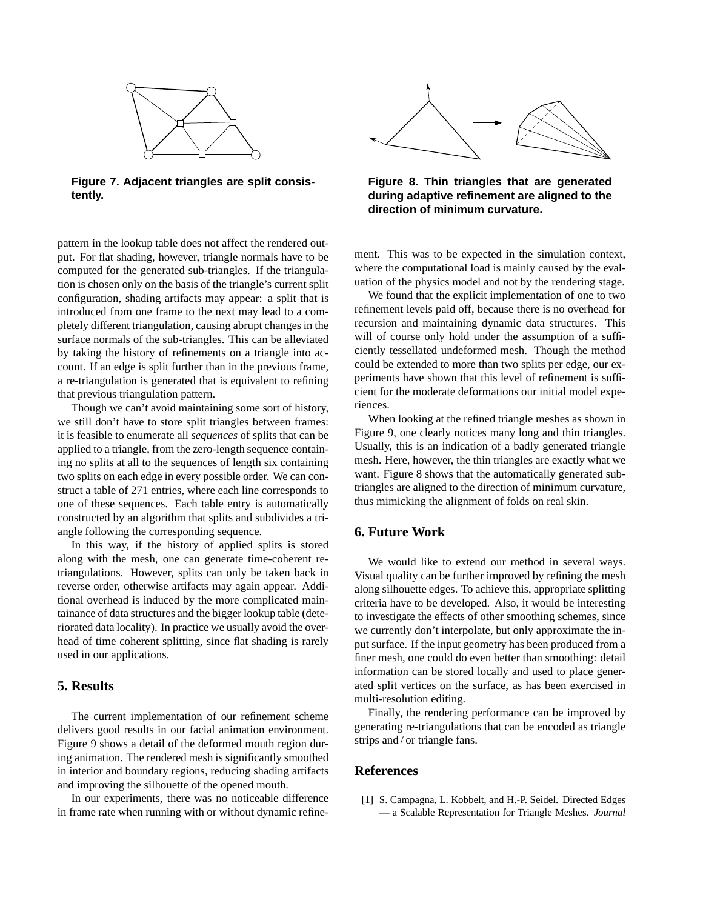**Figure 7. Adjacent triangles are split consistently.**

**Figure 8. Thin triangles that are generated during adaptive refinement are aligned to the direction of minimum curvature.**

pattern in the lookup table does not affect the rendered output. For flat shading, however, triangle normals have to be computed for the generated sub-triangles. If the triangulation is chosen only on the basis of the triangle's current split configuration, shading artifacts may appear: a split that is introduced from one frame to the next may lead to a completely different triangulation, causing abrupt changes in the surface normals of the sub-triangles. This can be alleviated by taking the history of refinements on a triangle into account. If an edge is split further than in the previous frame, a re-triangulation is generated that is equivalent to refining that previous triangulation pattern.

Though we can't avoid maintaining some sort of history, we still don't have to store split triangles between frames: it is feasible to enumerate all *sequences* of splits that can be applied to a triangle, from the zero-length sequence containing no splits at all to the sequences of length six containing two splits on each edge in every possible order. We can construct a table of 271 entries, where each line corresponds to one of these sequences. Each table entry is automatically constructed by an algorithm that splits and subdivides a triangle following the corresponding sequence.

In this way, if the history of applied splits is stored along with the mesh, one can generate time-coherent re-triangulations. However, splits can only be taken back in reverse order, otherwise artifacts may again appear. Additional overhead is induced by the more complicated maintainance of data structures and the bigger lookup table (deteriorated data locality). In practice we usually avoid the overhead of time coherent splitting, since flat shading is rarely used in our applications.

## 5. Results

The current implementation of our refinement scheme delivers good results in our facial animation environment. Figure 9 shows a detail of the deformed mouth region during animation. The rendered mesh is significantly smoothed in interior and boundary regions, reducing shading artifacts and improving the silhouette of the opened mouth.

In our experiments, there was no noticeable difference in frame rate when running with or without dynamic refinement. This was to be expected in the simulation context, where the computational load is mainly caused by the evaluation of the physics model and not by the rendering stage.

We found that the explicit implementation of one to two refinement levels paid off, because there is no overhead for recursion and maintaining dynamic data structures. This will of course only hold under the assumption of a sufficiently tessellated undeformed mesh. Though the method could be extended to more than two splits per edge, our experiments have shown that this level of refinement is sufficient for the moderate deformations our initial model experiences.

When looking at the refined triangle meshes as shown in Figure 9, one clearly notices many long and thin triangles. Usually, this is an indication of a badly generated triangle mesh. Here, however, the thin triangles are exactly what we want. Figure 8 shows that the automatically generated sub-triangles are aligned to the direction of minimum curvature, thus mimicking the alignment of folds on real skin.

## 6. Future Work

We would like to extend our method in several ways. Visual quality can be further improved by refining the mesh along silhouette edges. To achieve this, appropriate splitting criteria have to be developed. Also, it would be interesting to investigate the effects of other smoothing schemes, since we currently don't interpolate, but only approximate the input surface. If the input geometry has been produced from a finer mesh, one could do even better than smoothing: detail information can be stored locally and used to place generated split vertices on the surface, as has been exercised in multi-resolution editing.

Finally, the rendering performance can be improved by generating re-triangulations that can be encoded as triangle strips and / or triangle fans.

## References

[1] S. Campagna, L. Kobbelt, and H.-P. Seidel. Directed Edges — a Scalable Representation for Triangle Meshes. *Journal*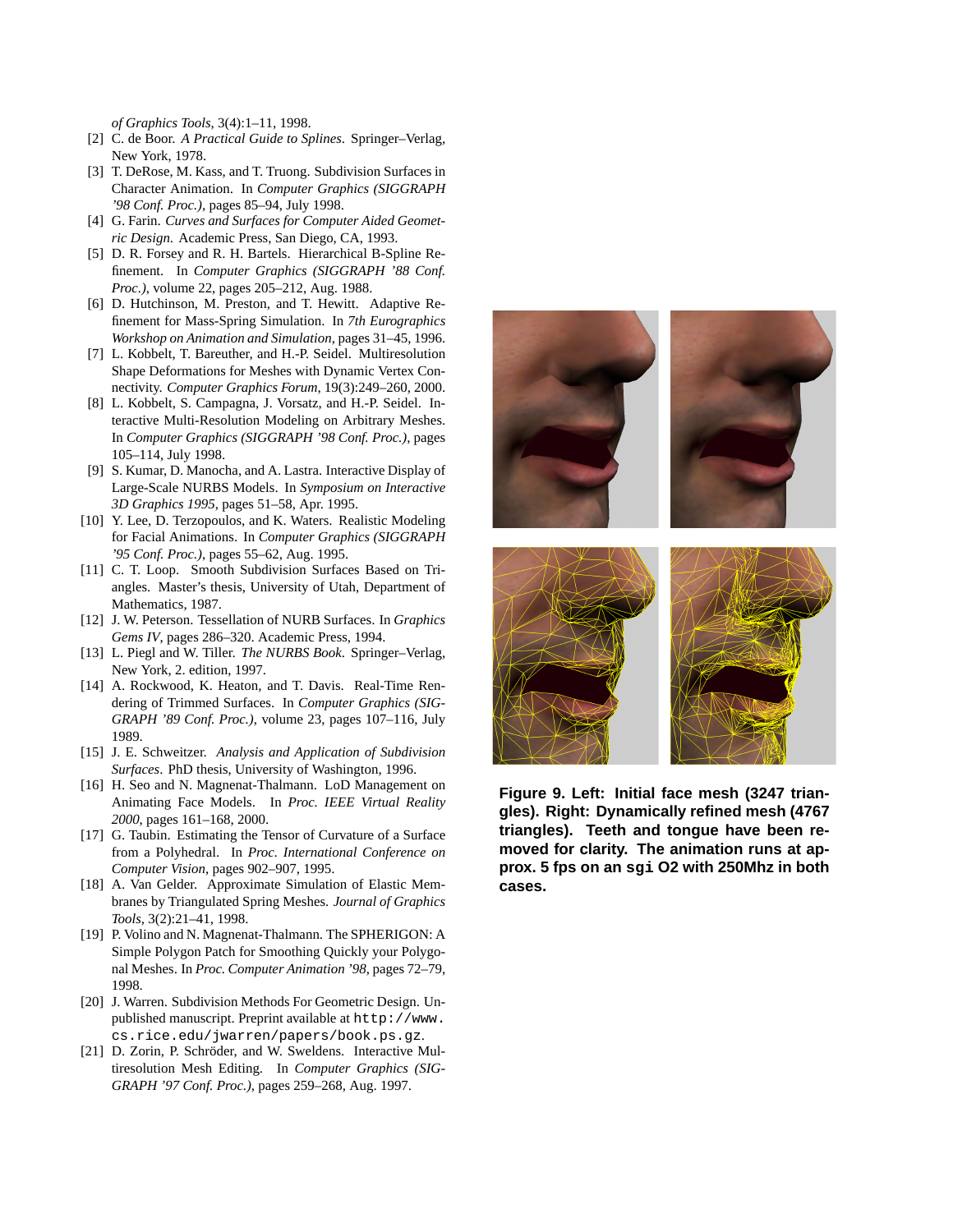*of Graphics Tools*, 3(4):1–11, 1998.

[2] C. de Boor. *A Practical Guide to Splines*. Springer–Verlag, New York, 1978.

[3] T. DeRose, M. Kass, and T. Truong. Subdivision Surfaces in Character Animation. In *Computer Graphics (SIGGRAPH '98 Conf. Proc.)*, pages 85–94, July 1998.

[4] G. Farin. *Curves and Surfaces for Computer Aided Geometric Design*. Academic Press, San Diego, CA, 1993.

[5] D. R. Forsey and R. H. Bartels. Hierarchical B-Spline Refinement. In *Computer Graphics (SIGGRAPH '88 Conf. Proc.)*, volume 22, pages 205–212, Aug. 1988.

[6] D. Hutchinson, M. Preston, and T. Hewitt. Adaptive Refinement for Mass-Spring Simulation. In *7th Eurographics Workshop on Animation and Simulation*, pages 31–45, 1996.

[7] L. Kobbelt, T. Bareuther, and H.-P. Seidel. Multiresolution Shape Deformations for Meshes with Dynamic Vertex Connectivity. *Computer Graphics Forum*, 19(3):249–260, 2000.

[8] L. Kobbelt, S. Campagna, J. Vorsatz, and H.-P. Seidel. Interactive Multi-Resolution Modeling on Arbitrary Meshes. In *Computer Graphics (SIGGRAPH '98 Conf. Proc.)*, pages 105–114, July 1998.

[9] S. Kumar, D. Manocha, and A. Lastra. Interactive Display of Large-Scale NURBS Models. In *Symposium on Interactive 3D Graphics 1995*, pages 51–58, Apr. 1995.

[10] Y. Lee, D. Terzopoulos, and K. Waters. Realistic Modeling for Facial Animations. In *Computer Graphics (SIGGRAPH '95 Conf. Proc.)*, pages 55–62, Aug. 1995.

[11] C. T. Loop. Smooth Subdivision Surfaces Based on Triangles. Master's thesis, University of Utah, Department of Mathematics, 1987.

[12] J. W. Peterson. Tessellation of NURB Surfaces. In *Graphics Gems IV*, pages 286–320. Academic Press, 1994.

[13] L. Piegl and W. Tiller. *The NURBS Book*. Springer–Verlag, New York, 2. edition, 1997.

[14] A. Rockwood, K. Heaton, and T. Davis. Real-Time Rendering of Trimmed Surfaces. In *Computer Graphics (SIGGRAPH '89 Conf. Proc.)*, volume 23, pages 107–116, July 1989.

[15] J. E. Schweitzer. *Analysis and Application of Subdivision Surfaces*. PhD thesis, University of Washington, 1996.

[16] H. Seo and N. Magnenat-Thalmann. LoD Management on Animating Face Models. In *Proc. IEEE Virtual Reality 2000*, pages 161–168, 2000.

[17] G. Taubin. Estimating the Tensor of Curvature of a Surface from a Polyhedral. In *Proc. International Conference on Computer Vision*, pages 902–907, 1995.

[18] A. Van Gelder. Approximate Simulation of Elastic Membranes by Triangulated Spring Meshes. *Journal of Graphics Tools*, 3(2):21–41, 1998.

[19] P. Volino and N. Magnenat-Thalmann. The SPHERIGON: A Simple Polygon Patch for Smoothing Quickly your Polygonal Meshes. In *Proc. Computer Animation '98*, pages 72–79, 1998.

[20] J. Warren. Subdivision Methods For Geometric Design. Unpublished manuscript. Preprint available at `http://www.cs.rice.edu/jwarren/papers/book.ps.gz`.

[21] D. Zorin, P. Schröder, and W. Sweldens. Interactive Multiresolution Mesh Editing. In *Computer Graphics (SIGGRAPH '97 Conf. Proc.)*, pages 259–268, Aug. 1997.

**Figure 9. Left: Initial face mesh (3247 triangles). Right: Dynamically refined mesh (4767 triangles). Teeth and tongue have been removed for clarity. The animation runs at approx. 5 fps on an `sgi` O2 with 250Mhz in both cases.**